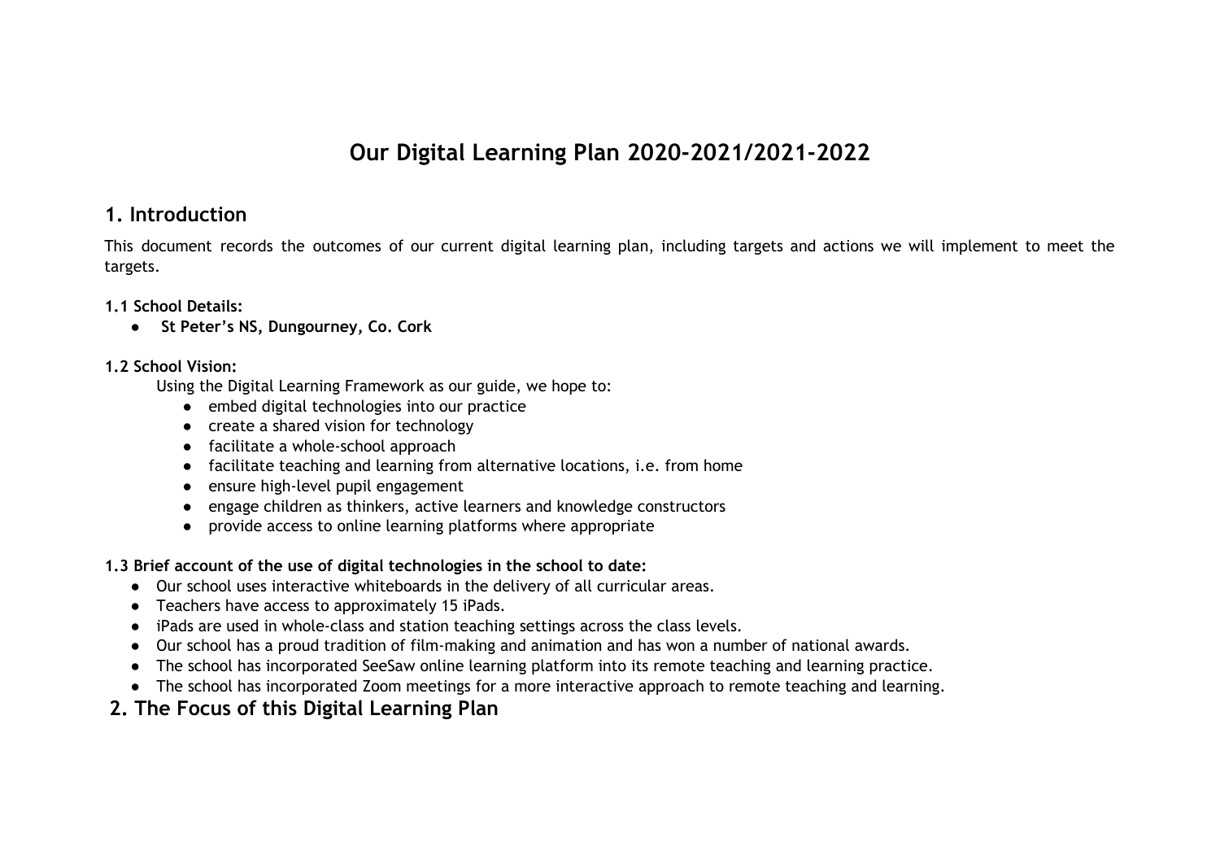# Our Digital Learning Plan 2020-2021/2021-2022

## 1. Introduction

This document records the outcomes of our current digital learning plan, including targets and actions we will implement to meet the targets.

**1.1 School Details:**

- **St Peter's NS, Dungourney, Co. Cork**

**1.2 School Vision:**

Using the Digital Learning Framework as our guide, we hope to:

- embed digital technologies into our practice
- create a shared vision for technology
- facilitate a whole-school approach
- facilitate teaching and learning from alternative locations, i.e. from home
- ensure high-level pupil engagement
- engage children as thinkers, active learners and knowledge constructors
- provide access to online learning platforms where appropriate

**1.3 Brief account of the use of digital technologies in the school to date:**

- Our school uses interactive whiteboards in the delivery of all curricular areas.
- Teachers have access to approximately 15 iPads.
- iPads are used in whole-class and station teaching settings across the class levels.
- Our school has a proud tradition of film-making and animation and has won a number of national awards.
- The school has incorporated SeeSaw online learning platform into its remote teaching and learning practice.
- The school has incorporated Zoom meetings for a more interactive approach to remote teaching and learning.

## 2. The Focus of this Digital Learning Plan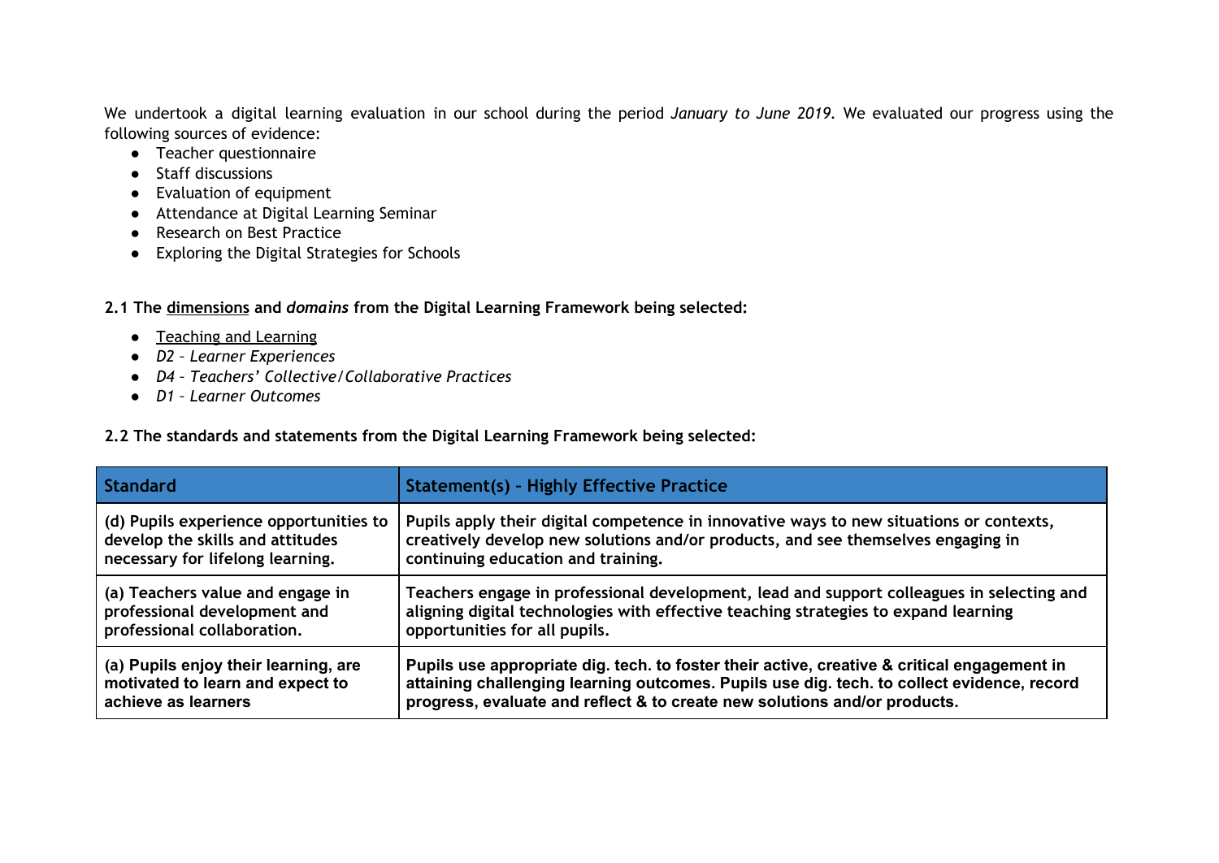We undertook a digital learning evaluation in our school during the period *January to June 2019*. We evaluated our progress using the following sources of evidence:

- Teacher questionnaire
- Staff discussions
- Evaluation of equipment
- Attendance at Digital Learning Seminar
- Research on Best Practice
- Exploring the Digital Strategies for Schools

**2.1 The dimensions and *domains* from the Digital Learning Framework being selected:**

- Teaching and Learning
- *D2 – Learner Experiences*
- *D4 – Teachers' Collective/Collaborative Practices*
- *D1 – Learner Outcomes*

**2.2 The standards and statements from the Digital Learning Framework being selected:**

| Standard | Statement(s) - Highly Effective Practice |
| --- | --- |
| **(d) Pupils experience opportunities to develop the skills and attitudes necessary for lifelong learning.** | **Pupils apply their digital competence in innovative ways to new situations or contexts, creatively develop new solutions and/or products, and see themselves engaging in continuing education and training.** |
| **(a) Teachers value and engage in professional development and professional collaboration.** | **Teachers engage in professional development, lead and support colleagues in selecting and aligning digital technologies with effective teaching strategies to expand learning opportunities for all pupils.** |
| **(a) Pupils enjoy their learning, are motivated to learn and expect to achieve as learners** | **Pupils use appropriate dig. tech. to foster their active, creative & critical engagement in attaining challenging learning outcomes. Pupils use dig. tech. to collect evidence, record progress, evaluate and reflect & to create new solutions and/or products.** |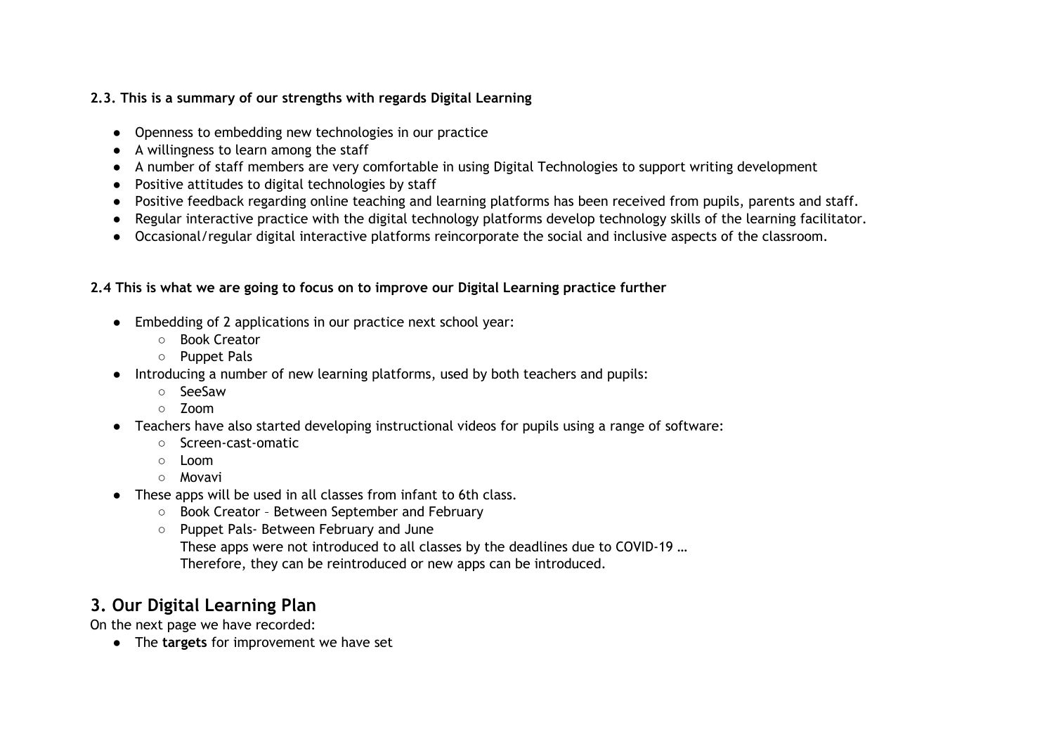**2.3. This is a summary of our strengths with regards Digital Learning**

- Openness to embedding new technologies in our practice
- A willingness to learn among the staff
- A number of staff members are very comfortable in using Digital Technologies to support writing development
- Positive attitudes to digital technologies by staff
- Positive feedback regarding online teaching and learning platforms has been received from pupils, parents and staff.
- Regular interactive practice with the digital technology platforms develop technology skills of the learning facilitator.
- Occasional/regular digital interactive platforms reincorporate the social and inclusive aspects of the classroom.

**2.4 This is what we are going to focus on to improve our Digital Learning practice further**

- Embedding of 2 applications in our practice next school year:
  - Book Creator
  - Puppet Pals
- Introducing a number of new learning platforms, used by both teachers and pupils:
  - SeeSaw
  - Zoom
- Teachers have also started developing instructional videos for pupils using a range of software:
  - Screen-cast-omatic
  - Loom
  - Movavi
- These apps will be used in all classes from infant to 6th class.
  - Book Creator – Between September and February
  - Puppet Pals- Between February and June

    These apps were not introduced to all classes by the deadlines due to COVID-19 …
    Therefore, they can be reintroduced or new apps can be introduced.

## 3. Our Digital Learning Plan

On the next page we have recorded:

- The **targets** for improvement we have set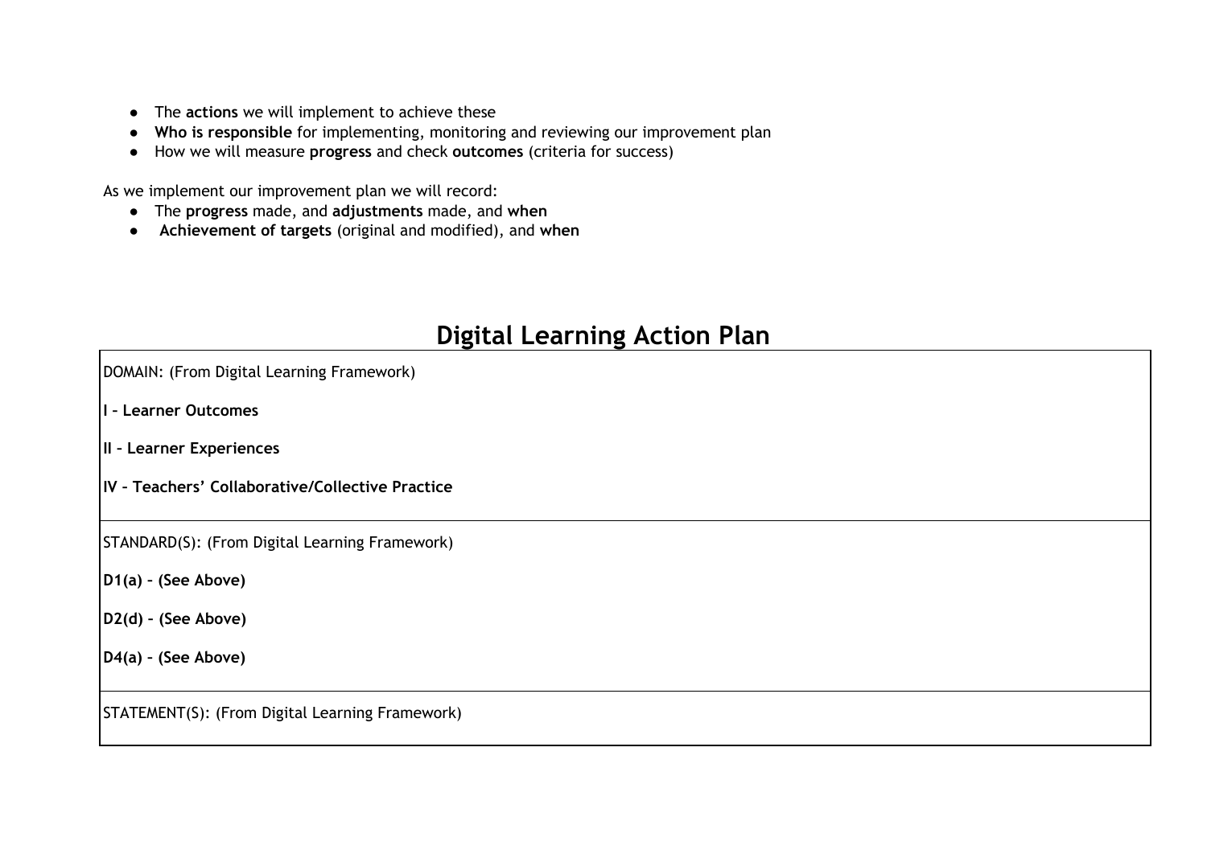- The **actions** we will implement to achieve these
- **Who is responsible** for implementing, monitoring and reviewing our improvement plan
- How we will measure **progress** and check **outcomes** (criteria for success)

As we implement our improvement plan we will record:

- The **progress** made, and **adjustments** made, and **when**
- **Achievement of targets** (original and modified), and **when**

# Digital Learning Action Plan

| |
|---|
| DOMAIN: (From Digital Learning Framework)<br><br>**I – Learner Outcomes**<br><br>**II – Learner Experiences**<br><br>**IV – Teachers' Collaborative/Collective Practice** |
| STANDARD(S): (From Digital Learning Framework)<br><br>**D1(a) – (See Above)**<br><br>**D2(d) – (See Above)**<br><br>**D4(a) – (See Above)** |
| STATEMENT(S): (From Digital Learning Framework) |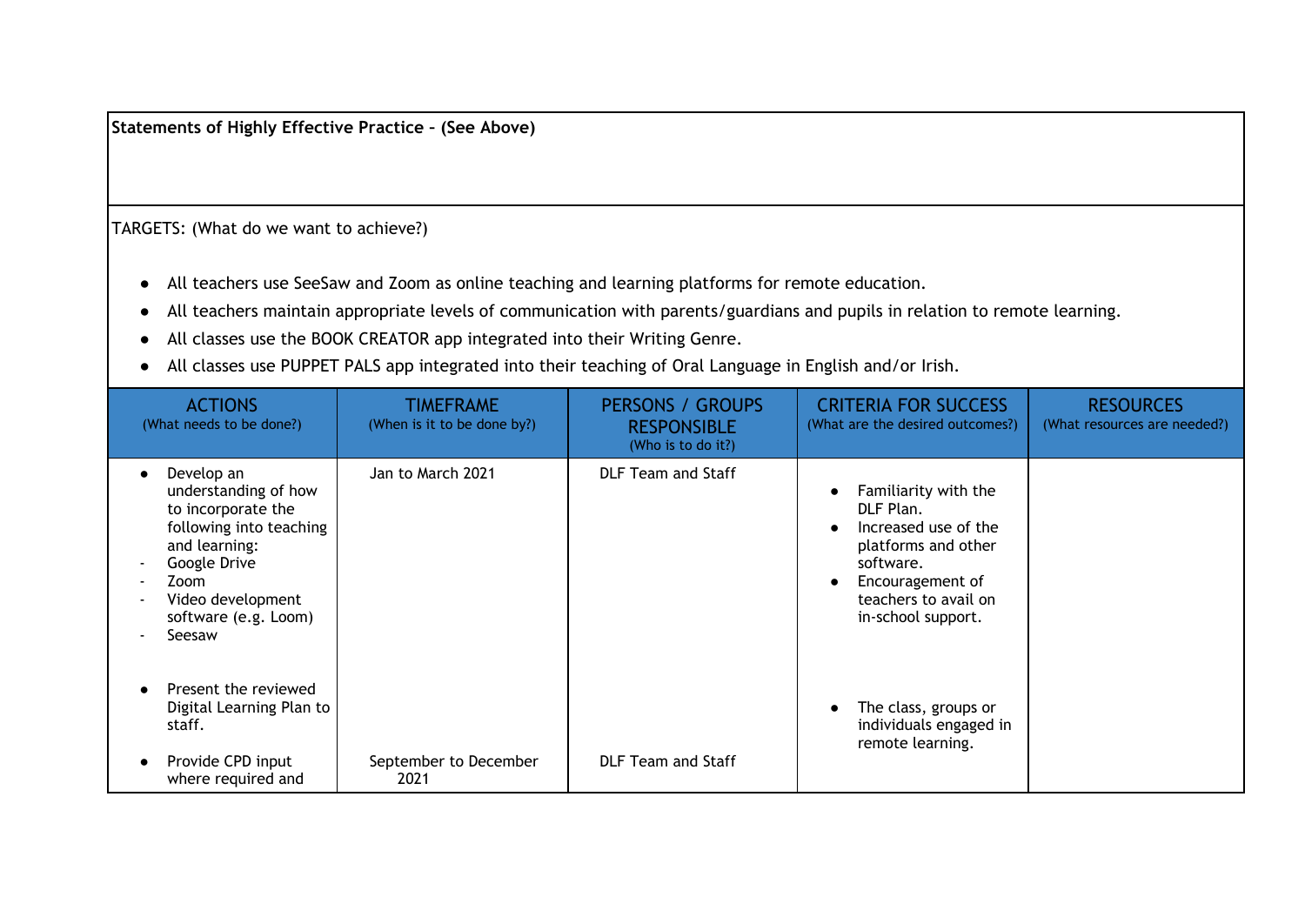**Statements of Highly Effective Practice – (See Above)**

TARGETS: (What do we want to achieve?)

- All teachers use SeeSaw and Zoom as online teaching and learning platforms for remote education.
- All teachers maintain appropriate levels of communication with parents/guardians and pupils in relation to remote learning.
- All classes use the BOOK CREATOR app integrated into their Writing Genre.
- All classes use PUPPET PALS app integrated into their teaching of Oral Language in English and/or Irish.

| ACTIONS (What needs to be done?) | TIMEFRAME (When is it to be done by?) | PERSONS / GROUPS RESPONSIBLE (Who is to do it?) | CRITERIA FOR SUCCESS (What are the desired outcomes?) | RESOURCES (What resources are needed?) |
|---|---|---|---|---|
| • Develop an understanding of how to incorporate the following into teaching and learning:<br>- Google Drive<br>- Zoom<br>- Video development software (e.g. Loom)<br>- Seesaw<br><br>• Present the reviewed Digital Learning Plan to staff. | Jan to March 2021 | DLF Team and Staff | • Familiarity with the DLF Plan.<br>• Increased use of the platforms and other software.<br>• Encouragement of teachers to avail on in-school support.<br><br>• The class, groups or individuals engaged in remote learning. | |
| • Provide CPD input where required and | September to December 2021 | DLF Team and Staff | | |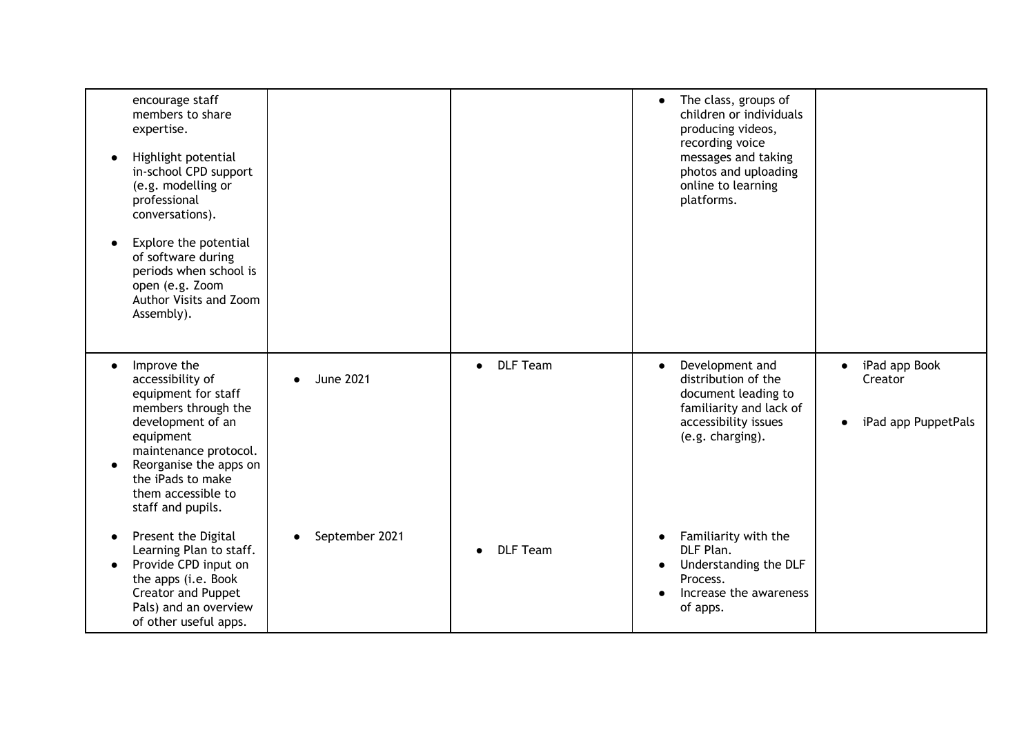| | | | | |
|---|---|---|---|---|
| encourage staff members to share expertise.<br>• Highlight potential in-school CPD support (e.g. modelling or professional conversations).<br>• Explore the potential of software during periods when school is open (e.g. Zoom Author Visits and Zoom Assembly). | | | • The class, groups of children or individuals producing videos, recording voice messages and taking photos and uploading online to learning platforms. | |
| • Improve the accessibility of equipment for staff members through the development of an equipment maintenance protocol.<br>• Reorganise the apps on the iPads to make them accessible to staff and pupils.<br><br>• Present the Digital Learning Plan to staff.<br>• Provide CPD input on the apps (i.e. Book Creator and Puppet Pals) and an overview of other useful apps. | • June 2021<br><br>• September 2021 | • DLF Team<br><br>• DLF Team | • Development and distribution of the document leading to familiarity and lack of accessibility issues (e.g. charging).<br><br>• Familiarity with the DLF Plan.<br>• Understanding the DLF Process.<br>• Increase the awareness of apps. | • iPad app Book Creator<br>• iPad app PuppetPals |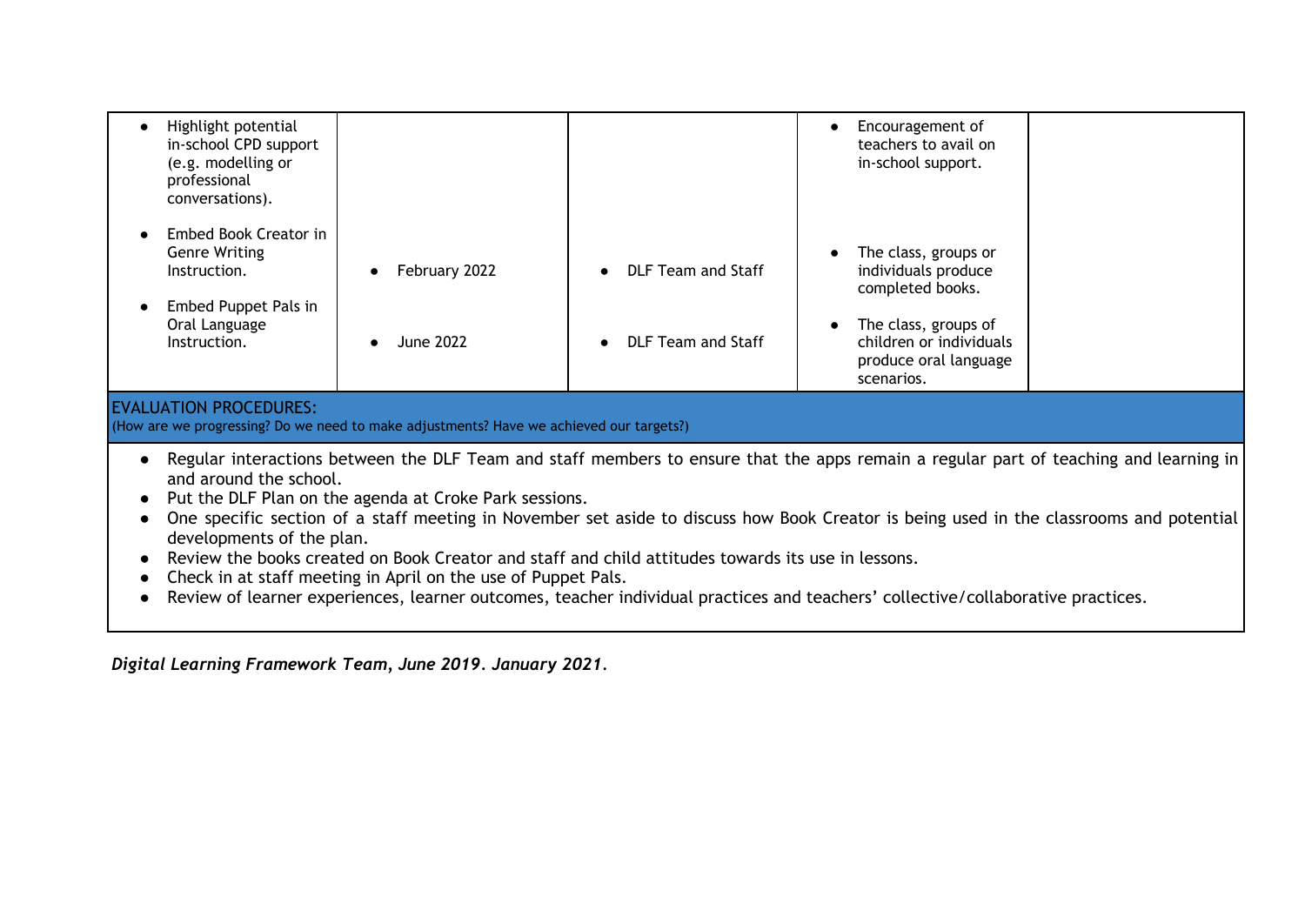| | | | | |
|---|---|---|---|---|
| • Highlight potential in-school CPD support (e.g. modelling or professional conversations).<br><br>• Embed Book Creator in Genre Writing Instruction.<br><br>• Embed Puppet Pals in Oral Language Instruction. | • February 2022<br><br>• June 2022 | • DLF Team and Staff<br><br>• DLF Team and Staff | • Encouragement of teachers to avail on in-school support.<br><br>• The class, groups or individuals produce completed books.<br><br>• The class, groups of children or individuals produce oral language scenarios. | |

**EVALUATION PROCEDURES:**
(How are we progressing? Do we need to make adjustments? Have we achieved our targets?)

- Regular interactions between the DLF Team and staff members to ensure that the apps remain a regular part of teaching and learning in and around the school.
- Put the DLF Plan on the agenda at Croke Park sessions.
- One specific section of a staff meeting in November set aside to discuss how Book Creator is being used in the classrooms and potential developments of the plan.
- Review the books created on Book Creator and staff and child attitudes towards its use in lessons.
- Check in at staff meeting in April on the use of Puppet Pals.
- Review of learner experiences, learner outcomes, teacher individual practices and teachers' collective/collaborative practices.

***Digital Learning Framework Team, June 2019. January 2021.***